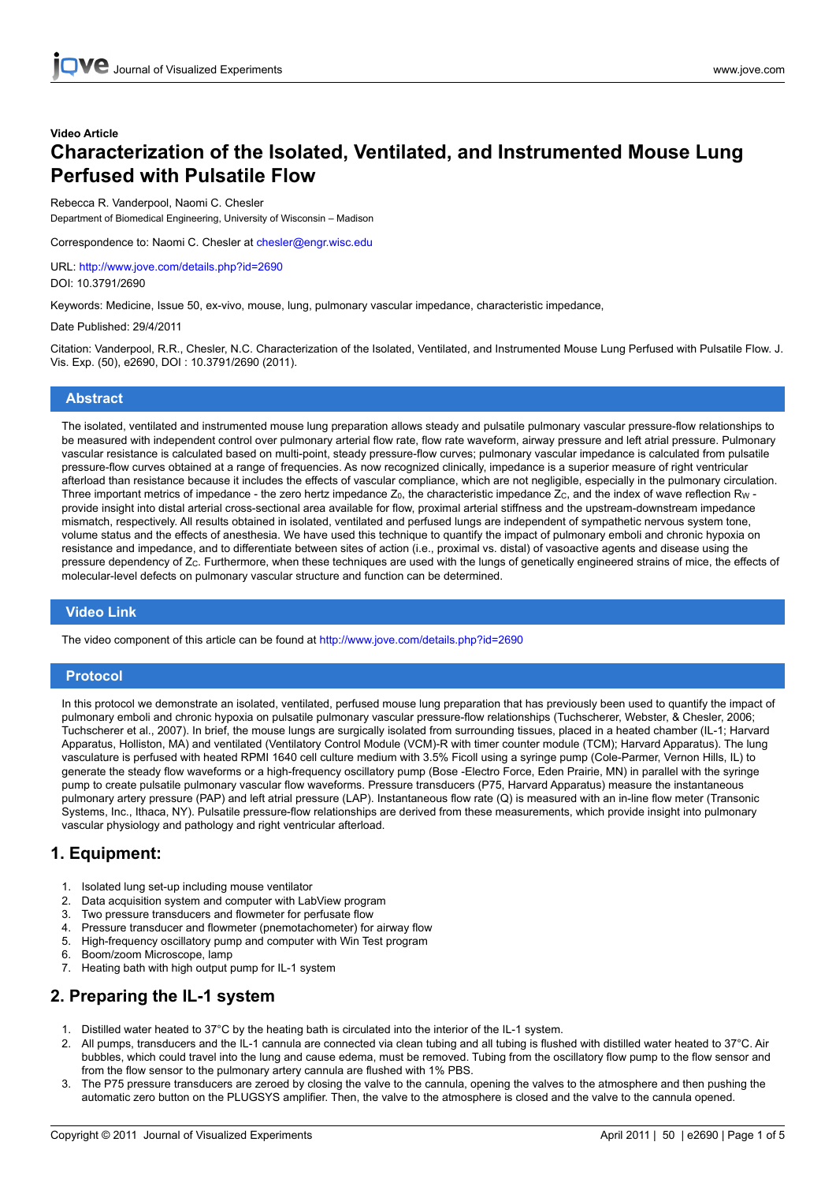Video Article

# Characterization of the Isolated, Ventilated, and Instrumented Mouse Lung Perfused with Pulsatile Flow

Rebecca R. Vanderpool, Naomi C. Chesler

Department of Biomedical Engineering, University of Wisconsin – Madison

Correspondence to: Naomi C. Chesler at chesler@engr.wisc.edu

URL: http://www.jove.com/details.php?id=2690

DOI: 10.3791/2690

Keywords: Medicine, Issue 50, ex-vivo, mouse, lung, pulmonary vascular impedance, characteristic impedance,

Date Published: 29/4/2011

Citation: Vanderpool, R.R., Chesler, N.C. Characterization of the Isolated, Ventilated, and Instrumented Mouse Lung Perfused with Pulsatile Flow. J. Vis. Exp. (50), e2690, DOI : 10.3791/2690 (2011).

## Abstract

The isolated, ventilated and instrumented mouse lung preparation allows steady and pulsatile pulmonary vascular pressure-flow relationships to be measured with independent control over pulmonary arterial flow rate, flow rate waveform, airway pressure and left atrial pressure. Pulmonary vascular resistance is calculated based on multi-point, steady pressure-flow curves; pulmonary vascular impedance is calculated from pulsatile pressure-flow curves obtained at a range of frequencies. As now recognized clinically, impedance is a superior measure of right ventricular afterload than resistance because it includes the effects of vascular compliance, which are not negligible, especially in the pulmonary circulation. Three important metrics of impedance - the zero hertz impedance $Z_0$, the characteristic impedance $Z_C$, and the index of wave reflection $R_W$ - provide insight into distal arterial cross-sectional area available for flow, proximal arterial stiffness and the upstream-downstream impedance mismatch, respectively. All results obtained in isolated, ventilated and perfused lungs are independent of sympathetic nervous system tone, volume status and the effects of anesthesia. We have used this technique to quantify the impact of pulmonary emboli and chronic hypoxia on resistance and impedance, and to differentiate between sites of action (i.e., proximal vs. distal) of vasoactive agents and disease using the pressure dependency of $Z_C$. Furthermore, when these techniques are used with the lungs of genetically engineered strains of mice, the effects of molecular-level defects on pulmonary vascular structure and function can be determined.

## Video Link

The video component of this article can be found at http://www.jove.com/details.php?id=2690

## Protocol

In this protocol we demonstrate an isolated, ventilated, perfused mouse lung preparation that has previously been used to quantify the impact of pulmonary emboli and chronic hypoxia on pulsatile pulmonary vascular pressure-flow relationships (Tuchscherer, Webster, & Chesler, 2006; Tuchscherer et al., 2007). In brief, the mouse lungs are surgically isolated from surrounding tissues, placed in a heated chamber (IL-1; Harvard Apparatus, Holliston, MA) and ventilated (Ventilatory Control Module (VCM)-R with timer counter module (TCM); Harvard Apparatus). The lung vasculature is perfused with heated RPMI 1640 cell culture medium with 3.5% Ficoll using a syringe pump (Cole-Parmer, Vernon Hills, IL) to generate the steady flow waveforms or a high-frequency oscillatory pump (Bose -Electro Force, Eden Prairie, MN) in parallel with the syringe pump to create pulsatile pulmonary vascular flow waveforms. Pressure transducers (P75, Harvard Apparatus) measure the instantaneous pulmonary artery pressure (PAP) and left atrial pressure (LAP). Instantaneous flow rate (Q) is measured with an in-line flow meter (Transonic Systems, Inc., Ithaca, NY). Pulsatile pressure-flow relationships are derived from these measurements, which provide insight into pulmonary vascular physiology and pathology and right ventricular afterload.

## 1. Equipment:

1. Isolated lung set-up including mouse ventilator
2. Data acquisition system and computer with LabView program
3. Two pressure transducers and flowmeter for perfusate flow
4. Pressure transducer and flowmeter (pnemotachometer) for airway flow
5. High-frequency oscillatory pump and computer with Win Test program
6. Boom/zoom Microscope, lamp
7. Heating bath with high output pump for IL-1 system

## 2. Preparing the IL-1 system

1. Distilled water heated to 37°C by the heating bath is circulated into the interior of the IL-1 system.
2. All pumps, transducers and the IL-1 cannula are connected via clean tubing and all tubing is flushed with distilled water heated to 37°C. Air bubbles, which could travel into the lung and cause edema, must be removed. Tubing from the oscillatory flow pump to the flow sensor and from the flow sensor to the pulmonary artery cannula are flushed with 1% PBS.
3. The P75 pressure transducers are zeroed by closing the valve to the cannula, opening the valves to the atmosphere and then pushing the automatic zero button on the PLUGSYS amplifier. Then, the valve to the atmosphere is closed and the valve to the cannula opened.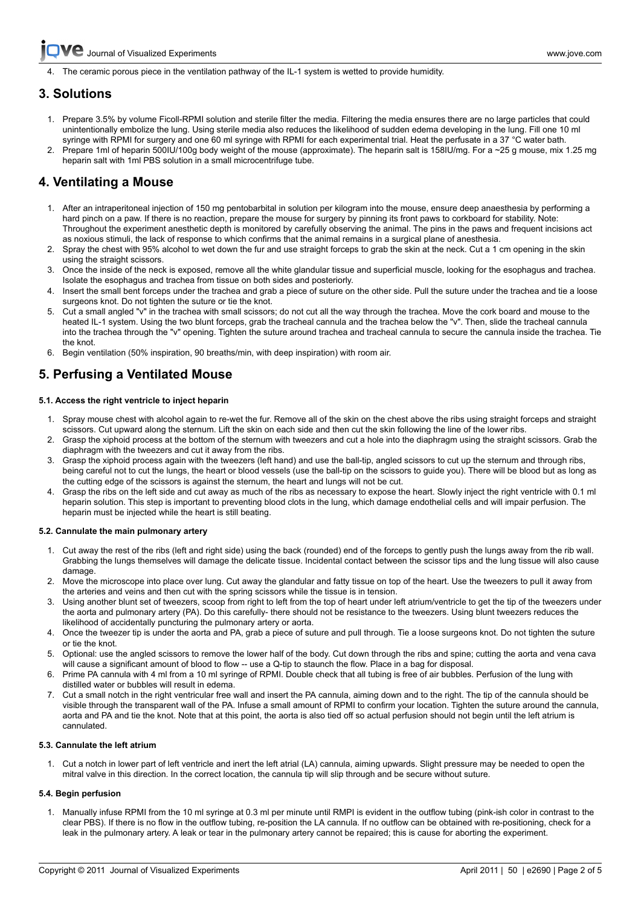4. The ceramic porous piece in the ventilation pathway of the IL-1 system is wetted to provide humidity.

## 3. Solutions

1. Prepare 3.5% by volume Ficoll-RPMI solution and sterile filter the media. Filtering the media ensures there are no large particles that could unintentionally embolize the lung. Using sterile media also reduces the likelihood of sudden edema developing in the lung. Fill one 10 ml syringe with RPMI for surgery and one 60 ml syringe with RPMI for each experimental trial. Heat the perfusate in a 37 °C water bath.
2. Prepare 1ml of heparin 500IU/100g body weight of the mouse (approximate). The heparin salt is 158IU/mg. For a ~25 g mouse, mix 1.25 mg heparin salt with 1ml PBS solution in a small microcentrifuge tube.

## 4. Ventilating a Mouse

1. After an intraperitoneal injection of 150 mg pentobarbital in solution per kilogram into the mouse, ensure deep anaesthesia by performing a hard pinch on a paw. If there is no reaction, prepare the mouse for surgery by pinning its front paws to corkboard for stability. Note: Throughout the experiment anesthetic depth is monitored by carefully observing the animal. The pins in the paws and frequent incisions act as noxious stimuli, the lack of response to which confirms that the animal remains in a surgical plane of anesthesia.
2. Spray the chest with 95% alcohol to wet down the fur and use straight forceps to grab the skin at the neck. Cut a 1 cm opening in the skin using the straight scissors.
3. Once the inside of the neck is exposed, remove all the white glandular tissue and superficial muscle, looking for the esophagus and trachea. Isolate the esophagus and trachea from tissue on both sides and posteriorly.
4. Insert the small bent forceps under the trachea and grab a piece of suture on the other side. Pull the suture under the trachea and tie a loose surgeons knot. Do not tighten the suture or tie the knot.
5. Cut a small angled "v" in the trachea with small scissors; do not cut all the way through the trachea. Move the cork board and mouse to the heated IL-1 system. Using the two blunt forceps, grab the tracheal cannula and the trachea below the "v". Then, slide the tracheal cannula into the trachea through the "v" opening. Tighten the suture around trachea and tracheal cannula to secure the cannula inside the trachea. Tie the knot.
6. Begin ventilation (50% inspiration, 90 breaths/min, with deep inspiration) with room air.

## 5. Perfusing a Ventilated Mouse

#### 5.1. Access the right ventricle to inject heparin

1. Spray mouse chest with alcohol again to re-wet the fur. Remove all of the skin on the chest above the ribs using straight forceps and straight scissors. Cut upward along the sternum. Lift the skin on each side and then cut the skin following the line of the lower ribs.
2. Grasp the xiphoid process at the bottom of the sternum with tweezers and cut a hole into the diaphragm using the straight scissors. Grab the diaphragm with the tweezers and cut it away from the ribs.
3. Grasp the xiphoid process again with the tweezers (left hand) and use the ball-tip, angled scissors to cut up the sternum and through ribs, being careful not to cut the lungs, the heart or blood vessels (use the ball-tip on the scissors to guide you). There will be blood but as long as the cutting edge of the scissors is against the sternum, the heart and lungs will not be cut.
4. Grasp the ribs on the left side and cut away as much of the ribs as necessary to expose the heart. Slowly inject the right ventricle with 0.1 ml heparin solution. This step is important to preventing blood clots in the lung, which damage endothelial cells and will impair perfusion. The heparin must be injected while the heart is still beating.

#### 5.2. Cannulate the main pulmonary artery

1. Cut away the rest of the ribs (left and right side) using the back (rounded) end of the forceps to gently push the lungs away from the rib wall. Grabbing the lungs themselves will damage the delicate tissue. Incidental contact between the scissor tips and the lung tissue will also cause damage.
2. Move the microscope into place over lung. Cut away the glandular and fatty tissue on top of the heart. Use the tweezers to pull it away from the arteries and veins and then cut with the spring scissors while the tissue is in tension.
3. Using another blunt set of tweezers, scoop from right to left from the top of heart under left atrium/ventricle to get the tip of the tweezers under the aorta and pulmonary artery (PA). Do this carefully- there should not be resistance to the tweezers. Using blunt tweezers reduces the likelihood of accidentally puncturing the pulmonary artery or aorta.
4. Once the tweezer tip is under the aorta and PA, grab a piece of suture and pull through. Tie a loose surgeons knot. Do not tighten the suture or tie the knot.
5. Optional: use the angled scissors to remove the lower half of the body. Cut down through the ribs and spine; cutting the aorta and vena cava will cause a significant amount of blood to flow -- use a Q-tip to staunch the flow. Place in a bag for disposal.
6. Prime PA cannula with 4 ml from a 10 ml syringe of RPMI. Double check that all tubing is free of air bubbles. Perfusion of the lung with distilled water or bubbles will result in edema.
7. Cut a small notch in the right ventricular free wall and insert the PA cannula, aiming down and to the right. The tip of the cannula should be visible through the transparent wall of the PA. Infuse a small amount of RPMI to confirm your location. Tighten the suture around the cannula, aorta and PA and tie the knot. Note that at this point, the aorta is also tied off so actual perfusion should not begin until the left atrium is cannulated.

#### 5.3. Cannulate the left atrium

1. Cut a notch in lower part of left ventricle and inert the left atrial (LA) cannula, aiming upwards. Slight pressure may be needed to open the mitral valve in this direction. In the correct location, the cannula tip will slip through and be secure without suture.

#### 5.4. Begin perfusion

1. Manually infuse RPMI from the 10 ml syringe at 0.3 ml per minute until RMPI is evident in the outflow tubing (pink-ish color in contrast to the clear PBS). If there is no flow in the outflow tubing, re-position the LA cannula. If no outflow can be obtained with re-positioning, check for a leak in the pulmonary artery. A leak or tear in the pulmonary artery cannot be repaired; this is cause for aborting the experiment.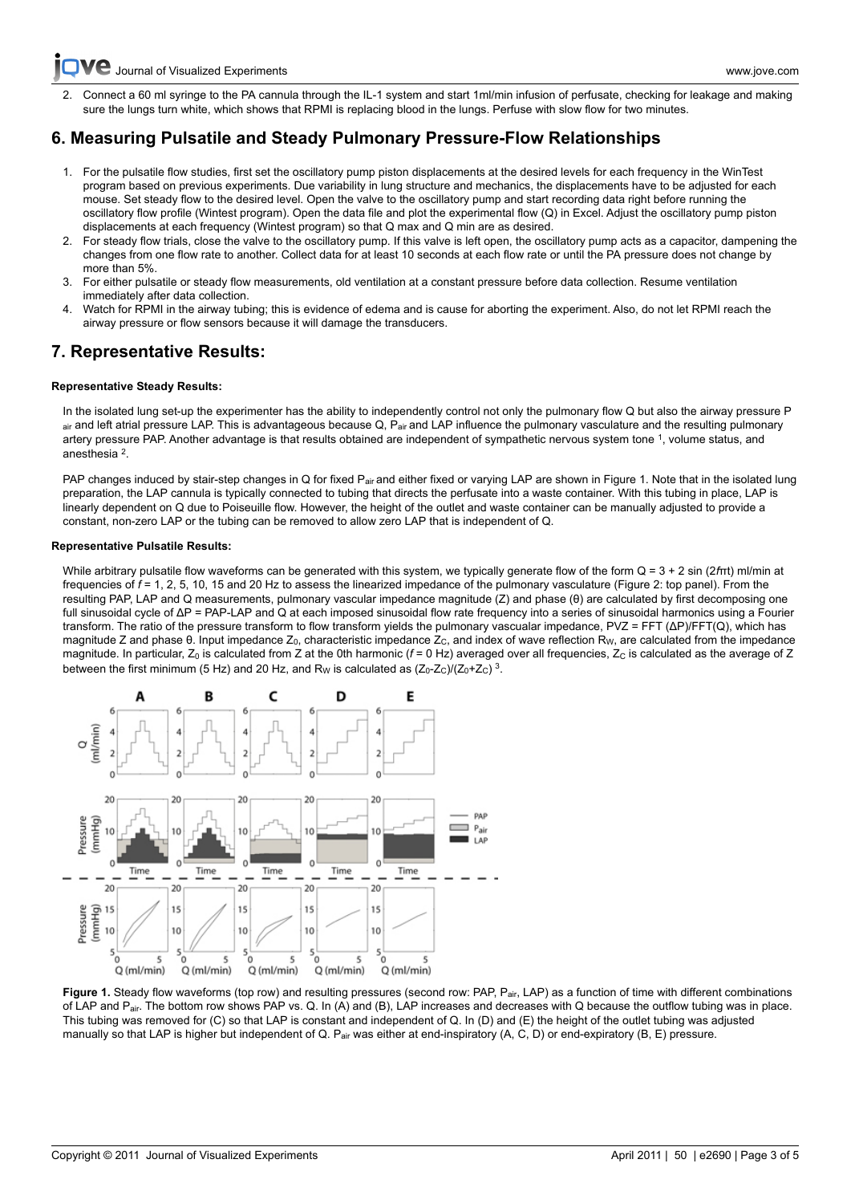2. Connect a 60 ml syringe to the PA cannula through the IL-1 system and start 1ml/min infusion of perfusate, checking for leakage and making sure the lungs turn white, which shows that RPMI is replacing blood in the lungs. Perfuse with slow flow for two minutes.

## 6. Measuring Pulsatile and Steady Pulmonary Pressure-Flow Relationships

1. For the pulsatile flow studies, first set the oscillatory pump piston displacements at the desired levels for each frequency in the WinTest program based on previous experiments. Due variability in lung structure and mechanics, the displacements have to be adjusted for each mouse. Set steady flow to the desired level. Open the valve to the oscillatory pump and start recording data right before running the oscillatory flow profile (Wintest program). Open the data file and plot the experimental flow (Q) in Excel. Adjust the oscillatory pump piston displacements at each frequency (Wintest program) so that Q max and Q min are as desired.
2. For steady flow trials, close the valve to the oscillatory pump. If this valve is left open, the oscillatory pump acts as a capacitor, dampening the changes from one flow rate to another. Collect data for at least 10 seconds at each flow rate or until the PA pressure does not change by more than 5%.
3. For either pulsatile or steady flow measurements, old ventilation at a constant pressure before data collection. Resume ventilation immediately after data collection.
4. Watch for RPMI in the airway tubing; this is evidence of edema and is cause for aborting the experiment. Also, do not let RPMI reach the airway pressure or flow sensors because it will damage the transducers.

## 7. Representative Results:

**Representative Steady Results:**

In the isolated lung set-up the experimenter has the ability to independently control not only the pulmonary flow Q but also the airway pressure $P_{air}$ and left atrial pressure LAP. This is advantageous because Q, $P_{air}$ and LAP influence the pulmonary vasculature and the resulting pulmonary artery pressure PAP. Another advantage is that results obtained are independent of sympathetic nervous system tone [1], volume status, and anesthesia [2].

PAP changes induced by stair-step changes in Q for fixed $P_{air}$ and either fixed or varying LAP are shown in Figure 1. Note that in the isolated lung preparation, the LAP cannula is typically connected to tubing that directs the perfusate into a waste container. With this tubing in place, LAP is linearly dependent on Q due to Poiseuille flow. However, the height of the outlet and waste container can be manually adjusted to provide a constant, non-zero LAP or the tubing can be removed to allow zero LAP that is independent of Q.

**Representative Pulsatile Results:**

While arbitrary pulsatile flow waveforms can be generated with this system, we typically generate flow of the form $Q = 3 + 2\sin(2f\pi t)$ ml/min at frequencies of $f$ = 1, 2, 5, 10, 15 and 20 Hz to assess the linearized impedance of the pulmonary vasculature (Figure 2: top panel). From the resulting PAP, LAP and Q measurements, pulmonary vascular impedance magnitude (Z) and phase (θ) are calculated by first decomposing one full sinusoidal cycle of ΔP = PAP-LAP and Q at each imposed sinusoidal flow rate frequency into a series of sinusoidal harmonics using a Fourier transform. The ratio of the pressure transform to flow transform yields the pulmonary vascular impedance, PVZ = FFT (ΔP)/FFT(Q), which has magnitude Z and phase θ. Input impedance $Z_0$, characteristic impedance $Z_C$, and index of wave reflection $R_W$, are calculated from the impedance magnitude. In particular, $Z_0$ is calculated from Z at the 0th harmonic ($f$ = 0 Hz) averaged over all frequencies, $Z_C$ is calculated as the average of Z between the first minimum (5 Hz) and 20 Hz, and $R_W$ is calculated as $(Z_0-Z_C)/(Z_0+Z_C)$ [3].

**Figure 1.** Steady flow waveforms (top row) and resulting pressures (second row: PAP, $P_{air}$, LAP) as a function of time with different combinations of LAP and $P_{air}$. The bottom row shows PAP vs. Q. In (A) and (B), LAP increases and decreases with Q because the outflow tubing was in place. This tubing was removed for (C) so that LAP is constant and independent of Q. In (D) and (E) the height of the outlet tubing was adjusted manually so that LAP is higher but independent of Q. $P_{air}$ was either at end-inspiratory (A, C, D) or end-expiratory (B, E) pressure.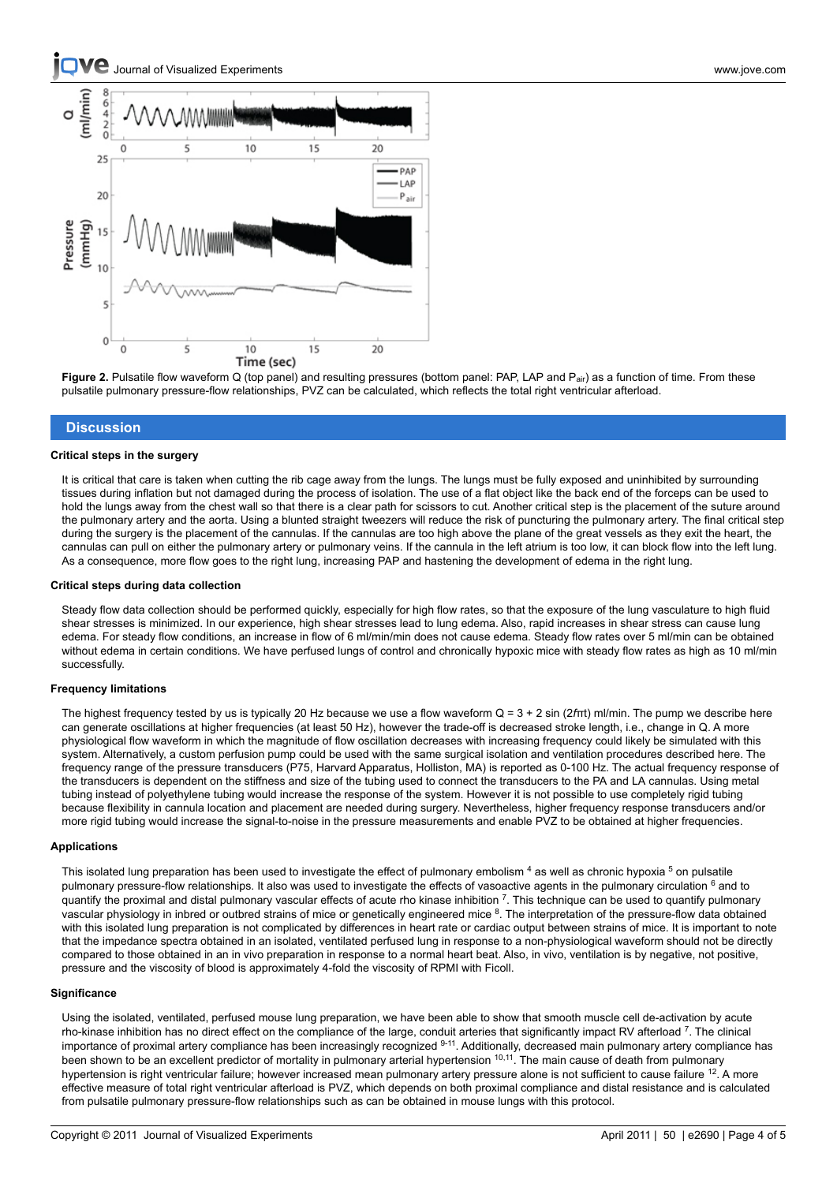**Figure 2.** Pulsatile flow waveform Q (top panel) and resulting pressures (bottom panel: PAP, LAP and $P_{air}$) as a function of time. From these pulsatile pulmonary pressure-flow relationships, PVZ can be calculated, which reflects the total right ventricular afterload.

## Discussion

### Critical steps in the surgery

It is critical that care is taken when cutting the rib cage away from the lungs. The lungs must be fully exposed and uninhibited by surrounding tissues during inflation but not damaged during the process of isolation. The use of a flat object like the back end of the forceps can be used to hold the lungs away from the chest wall so that there is a clear path for scissors to cut. Another critical step is the placement of the suture around the pulmonary artery and the aorta. Using a blunted straight tweezers will reduce the risk of puncturing the pulmonary artery. The final critical step during the surgery is the placement of the cannulas. If the cannulas are too high above the plane of the great vessels as they exit the heart, the cannulas can pull on either the pulmonary artery or pulmonary veins. If the cannula in the left atrium is too low, it can block flow into the left lung. As a consequence, more flow goes to the right lung, increasing PAP and hastening the development of edema in the right lung.

### Critical steps during data collection

Steady flow data collection should be performed quickly, especially for high flow rates, so that the exposure of the lung vasculature to high fluid shear stresses is minimized. In our experience, high shear stresses lead to lung edema. Also, rapid increases in shear stress can cause lung edema. For steady flow conditions, an increase in flow of 6 ml/min/min does not cause edema. Steady flow rates over 5 ml/min can be obtained without edema in certain conditions. We have perfused lungs of control and chronically hypoxic mice with steady flow rates as high as 10 ml/min successfully.

### Frequency limitations

The highest frequency tested by us is typically 20 Hz because we use a flow waveform Q = 3 + 2 sin ($2f\pi t$) ml/min. The pump we describe here can generate oscillations at higher frequencies (at least 50 Hz), however the trade-off is decreased stroke length, i.e., change in Q. A more physiological flow waveform in which the magnitude of flow oscillation decreases with increasing frequency could likely be simulated with this system. Alternatively, a custom perfusion pump could be used with the same surgical isolation and ventilation procedures described here. The frequency range of the pressure transducers (P75, Harvard Apparatus, Holliston, MA) is reported as 0-100 Hz. The actual frequency response of the transducers is dependent on the stiffness and size of the tubing used to connect the transducers to the PA and LA cannulas. Using metal tubing instead of polyethylene tubing would increase the response of the system. However it is not possible to use completely rigid tubing because flexibility in cannula location and placement are needed during surgery. Nevertheless, higher frequency response transducers and/or more rigid tubing would increase the signal-to-noise in the pressure measurements and enable PVZ to be obtained at higher frequencies.

### Applications

This isolated lung preparation has been used to investigate the effect of pulmonary embolism [4] as well as chronic hypoxia [5] on pulsatile pulmonary pressure-flow relationships. It also was used to investigate the effects of vasoactive agents in the pulmonary circulation [6] and to quantify the proximal and distal pulmonary vascular effects of acute rho kinase inhibition [7]. This technique can be used to quantify pulmonary vascular physiology in inbred or outbred strains of mice or genetically engineered mice [8]. The interpretation of the pressure-flow data obtained with this isolated lung preparation is not complicated by differences in heart rate or cardiac output between strains of mice. It is important to note that the impedance spectra obtained in an isolated, ventilated perfused lung in response to a non-physiological waveform should not be directly compared to those obtained in an in vivo preparation in response to a normal heart beat. Also, in vivo, ventilation is by negative, not positive, pressure and the viscosity of blood is approximately 4-fold the viscosity of RPMI with Ficoll.

### Significance

Using the isolated, ventilated, perfused mouse lung preparation, we have been able to show that smooth muscle cell de-activation by acute rho-kinase inhibition has no direct effect on the compliance of the large, conduit arteries that significantly impact RV afterload [7]. The clinical importance of proximal artery compliance has been increasingly recognized [9-11]. Additionally, decreased main pulmonary artery compliance has been shown to be an excellent predictor of mortality in pulmonary arterial hypertension [10,11]. The main cause of death from pulmonary hypertension is right ventricular failure; however increased mean pulmonary artery pressure alone is not sufficient to cause failure [12]. A more effective measure of total right ventricular afterload is PVZ, which depends on both proximal compliance and distal resistance and is calculated from pulsatile pulmonary pressure-flow relationships such as can be obtained in mouse lungs with this protocol.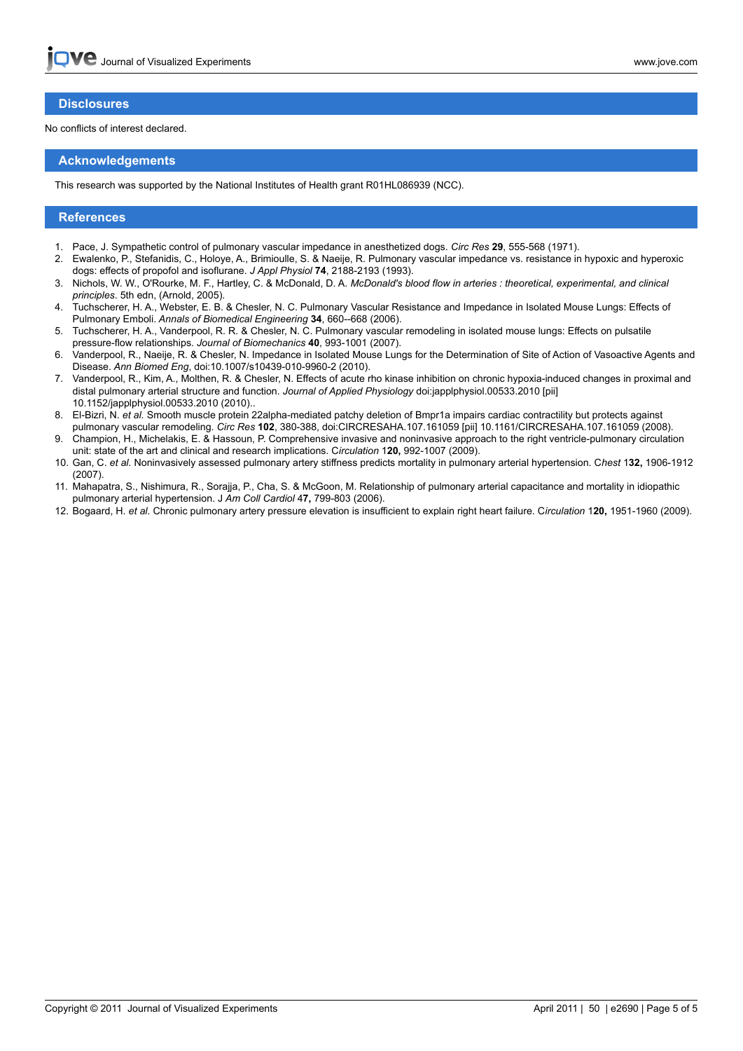## Disclosures

No conflicts of interest declared.

## Acknowledgements

This research was supported by the National Institutes of Health grant R01HL086939 (NCC).

## References

1. Pace, J. Sympathetic control of pulmonary vascular impedance in anesthetized dogs. *Circ Res* **29**, 555-568 (1971).
2. Ewalenko, P., Stefanidis, C., Holoye, A., Brimioulle, S. & Naeije, R. Pulmonary vascular impedance vs. resistance in hypoxic and hyperoxic dogs: effects of propofol and isoflurane. *J Appl Physiol* **74**, 2188-2193 (1993).
3. Nichols, W. W., O'Rourke, M. F., Hartley, C. & McDonald, D. A. *McDonald's blood flow in arteries : theoretical, experimental, and clinical principles*. 5th edn, (Arnold, 2005).
4. Tuchscherer, H. A., Webster, E. B. & Chesler, N. C. Pulmonary Vascular Resistance and Impedance in Isolated Mouse Lungs: Effects of Pulmonary Emboli. *Annals of Biomedical Engineering* **34**, 660--668 (2006).
5. Tuchscherer, H. A., Vanderpool, R. R. & Chesler, N. C. Pulmonary vascular remodeling in isolated mouse lungs: Effects on pulsatile pressure-flow relationships. *Journal of Biomechanics* **40**, 993-1001 (2007).
6. Vanderpool, R., Naeije, R. & Chesler, N. Impedance in Isolated Mouse Lungs for the Determination of Site of Action of Vasoactive Agents and Disease. *Ann Biomed Eng*, doi:10.1007/s10439-010-9960-2 (2010).
7. Vanderpool, R., Kim, A., Molthen, R. & Chesler, N. Effects of acute rho kinase inhibition on chronic hypoxia-induced changes in proximal and distal pulmonary arterial structure and function. *Journal of Applied Physiology* doi:japplphysiol.00533.2010 [pii] 10.1152/japplphysiol.00533.2010 (2010)..
8. El-Bizri, N. *et al.* Smooth muscle protein 22alpha-mediated patchy deletion of Bmpr1a impairs cardiac contractility but protects against pulmonary vascular remodeling. *Circ Res* **102**, 380-388, doi:CIRCRESAHA.107.161059 [pii] 10.1161/CIRCRESAHA.107.161059 (2008).
9. Champion, H., Michelakis, E. & Hassoun, P. Comprehensive invasive and noninvasive approach to the right ventricle-pulmonary circulation unit: state of the art and clinical and research implications. C*irculation* 1**20,** 992-1007 (2009).
10. Gan, C. *et al.* Noninvasively assessed pulmonary artery stiffness predicts mortality in pulmonary arterial hypertension. C*hest* 1**32,** 1906-1912 (2007).
11. Mahapatra, S., Nishimura, R., Sorajja, P., Cha, S. & McGoon, M. Relationship of pulmonary arterial capacitance and mortality in idiopathic pulmonary arterial hypertension. J *Am Coll Cardiol* 4**7,** 799-803 (2006).
12. Bogaard, H. *et al.* Chronic pulmonary artery pressure elevation is insufficient to explain right heart failure. C*irculation* 1**20,** 1951-1960 (2009).